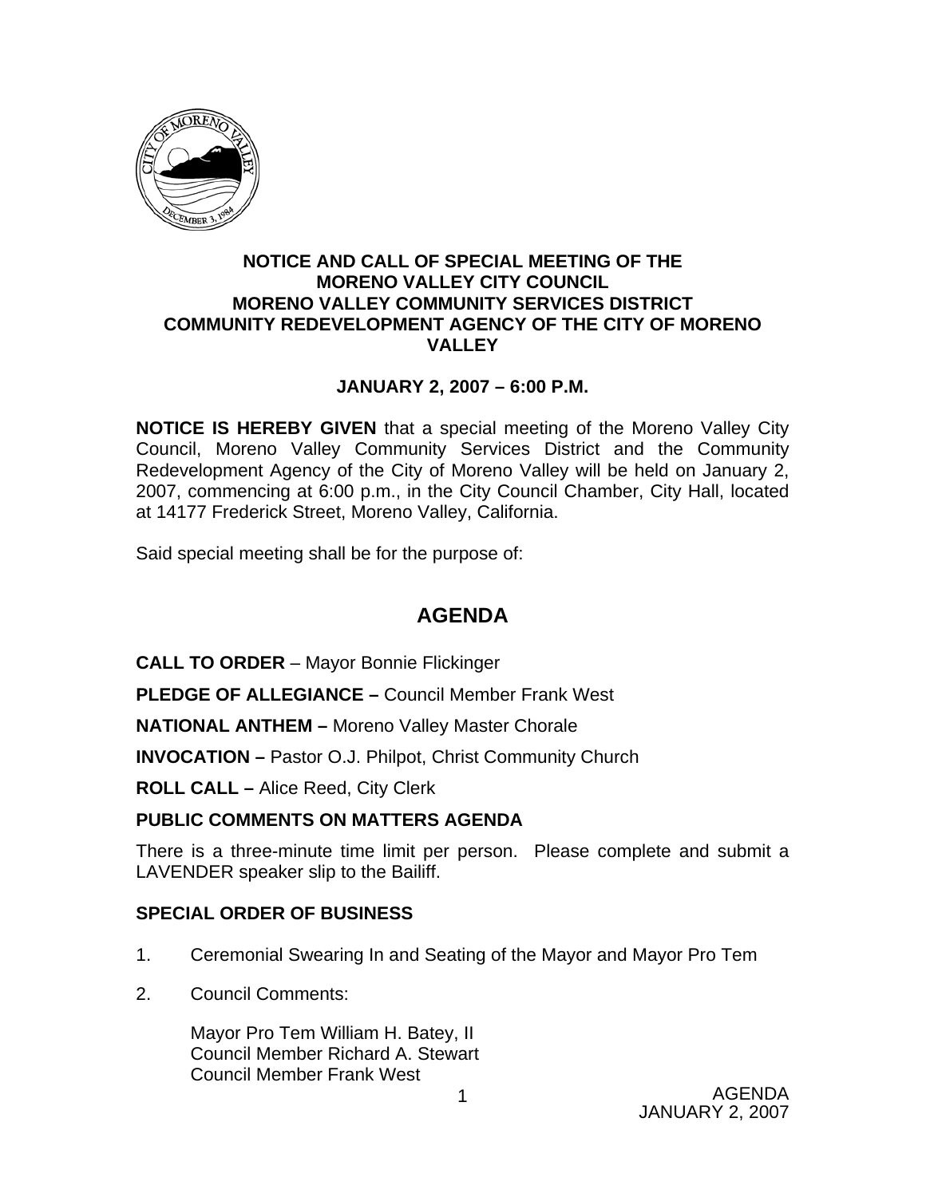**NOTICE AND CALL OF SPECIAL MEETING OF THE MORENO VALLEY CITY COUNCIL MORENO VALLEY COMMUNITY SERVICES DISTRICT COMMUNITY REDEVELOPMENT AGENCY OF THE CITY OF MORENO VALLEY**

**JANUARY 2, 2007 – 6:00 P.M.**

**NOTICE IS HEREBY GIVEN** that a special meeting of the Moreno Valley City Council, Moreno Valley Community Services District and the Community Redevelopment Agency of the City of Moreno Valley will be held on January 2, 2007, commencing at 6:00 p.m., in the City Council Chamber, City Hall, located at 14177 Frederick Street, Moreno Valley, California.

Said special meeting shall be for the purpose of:

# AGENDA

**CALL TO ORDER** – Mayor Bonnie Flickinger

**PLEDGE OF ALLEGIANCE –** Council Member Frank West

**NATIONAL ANTHEM –** Moreno Valley Master Chorale

**INVOCATION –** Pastor O.J. Philpot, Christ Community Church

**ROLL CALL –** Alice Reed, City Clerk

**PUBLIC COMMENTS ON MATTERS AGENDA**

There is a three-minute time limit per person. Please complete and submit a LAVENDER speaker slip to the Bailiff.

**SPECIAL ORDER OF BUSINESS**

1. Ceremonial Swearing In and Seating of the Mayor and Mayor Pro Tem

2. Council Comments:

   Mayor Pro Tem William H. Batey, II
   Council Member Richard A. Stewart
   Council Member Frank West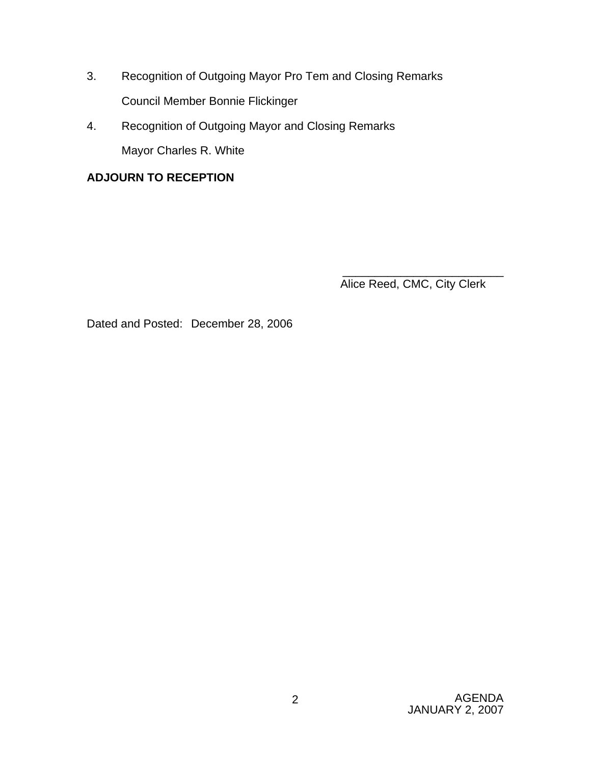3. Recognition of Outgoing Mayor Pro Tem and Closing Remarks

   Council Member Bonnie Flickinger

4. Recognition of Outgoing Mayor and Closing Remarks

   Mayor Charles R. White

**ADJOURN TO RECEPTION**

\_\_\_\_\_\_\_\_\_\_\_\_\_\_\_\_\_\_\_\_\_\_\_\_\_

Alice Reed, CMC, City Clerk

Dated and Posted: December 28, 2006